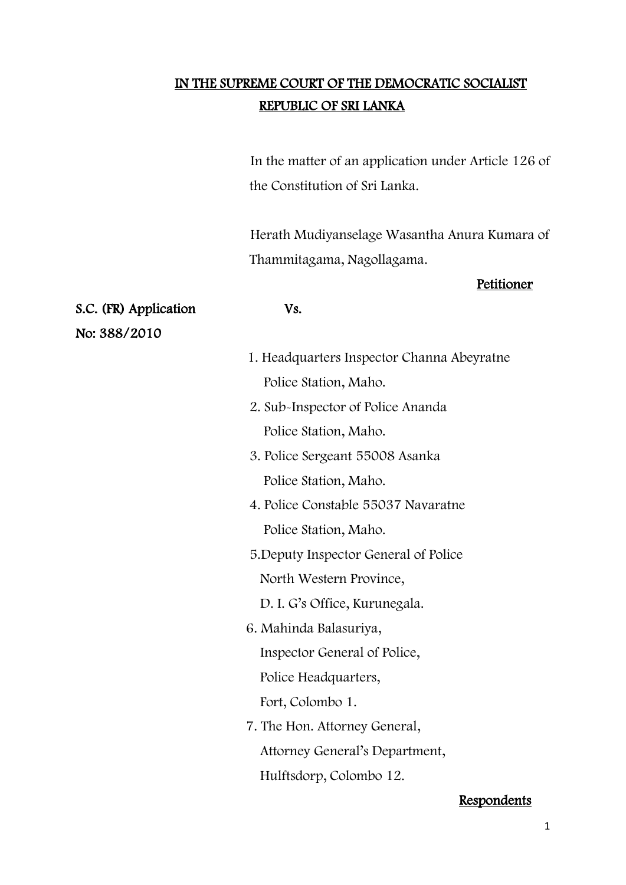**IN THE SUPREME COURT OF THE DEMOCRATIC SOCIALIST REPUBLIC OF SRI LANKA**

In the matter of an application under Article 126 of the Constitution of Sri Lanka.

Herath Mudiyanselage Wasantha Anura Kumara of Thammitagama, Nagollagama.

**Petitioner**

S.C. (FR) Application No: 388/2010

Vs.

1. Headquarters Inspector Channa Abeyratne
   Police Station, Maho.
2. Sub-Inspector of Police Ananda
   Police Station, Maho.
3. Police Sergeant 55008 Asanka
   Police Station, Maho.
4. Police Constable 55037 Navaratne
   Police Station, Maho.
5. Deputy Inspector General of Police
   North Western Province,
   D. I. G's Office, Kurunegala.
6. Mahinda Balasuriya,
   Inspector General of Police,
   Police Headquarters,
   Fort, Colombo 1.
7. The Hon. Attorney General,
   Attorney General's Department,
   Hulftsdorp, Colombo 12.

**Respondents**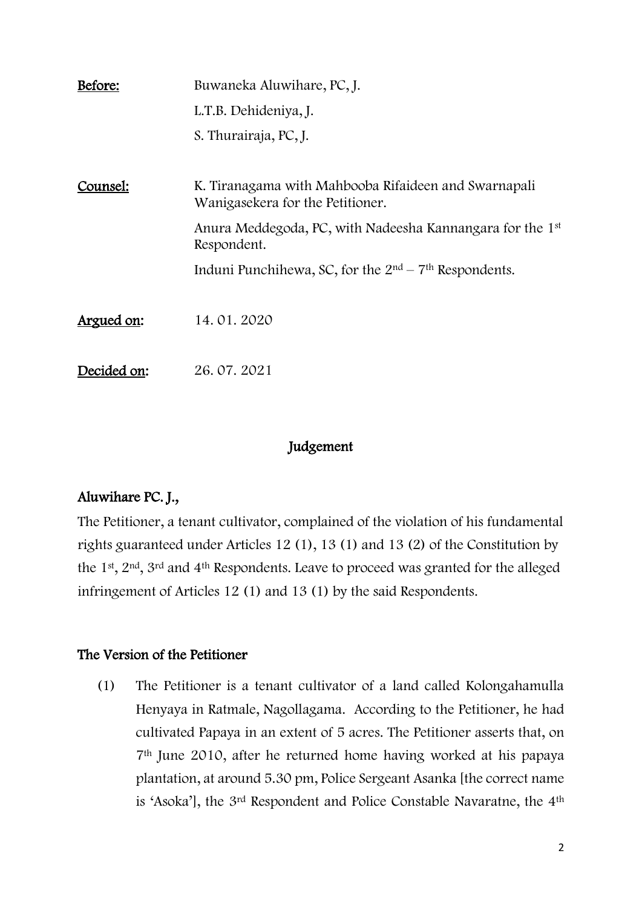**Before:** Buwaneka Aluwihare, PC, J.

L.T.B. Dehideniya, J.

S. Thurairaja, PC, J.

**Counsel:** K. Tiranagama with Mahbooba Rifaideen and Swarnapali Wanigasekera for the Petitioner.

Anura Meddegoda, PC, with Nadeesha Kannangara for the 1st Respondent.

Induni Punchihewa, SC, for the 2nd – 7th Respondents.

**Argued on:** 14. 01. 2020

**Decided on:** 26. 07. 2021

## Judgement

### Aluwihare PC. J.,

The Petitioner, a tenant cultivator, complained of the violation of his fundamental rights guaranteed under Articles 12 (1), 13 (1) and 13 (2) of the Constitution by the 1st, 2nd, 3rd and 4th Respondents. Leave to proceed was granted for the alleged infringement of Articles 12 (1) and 13 (1) by the said Respondents.

### The Version of the Petitioner

(1) The Petitioner is a tenant cultivator of a land called Kolongahamulla Henyaya in Ratmale, Nagollagama. According to the Petitioner, he had cultivated Papaya in an extent of 5 acres. The Petitioner asserts that, on 7th June 2010, after he returned home having worked at his papaya plantation, at around 5.30 pm, Police Sergeant Asanka [the correct name is 'Asoka'], the 3rd Respondent and Police Constable Navaratne, the 4th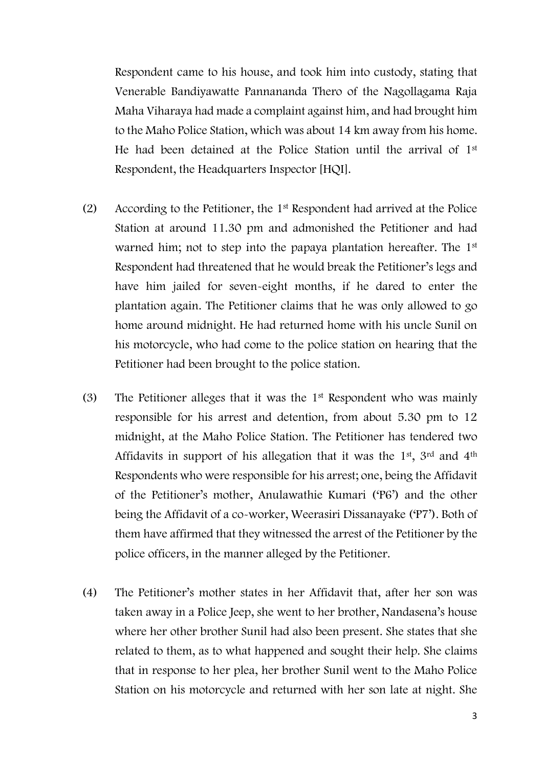Respondent came to his house, and took him into custody, stating that Venerable Bandiyawatte Pannananda Thero of the Nagollagama Raja Maha Viharaya had made a complaint against him, and had brought him to the Maho Police Station, which was about 14 km away from his home. He had been detained at the Police Station until the arrival of 1st Respondent, the Headquarters Inspector [HQI].

(2) According to the Petitioner, the 1st Respondent had arrived at the Police Station at around 11.30 pm and admonished the Petitioner and had warned him; not to step into the papaya plantation hereafter. The 1st Respondent had threatened that he would break the Petitioner's legs and have him jailed for seven-eight months, if he dared to enter the plantation again. The Petitioner claims that he was only allowed to go home around midnight. He had returned home with his uncle Sunil on his motorcycle, who had come to the police station on hearing that the Petitioner had been brought to the police station.

(3) The Petitioner alleges that it was the 1st Respondent who was mainly responsible for his arrest and detention, from about 5.30 pm to 12 midnight, at the Maho Police Station. The Petitioner has tendered two Affidavits in support of his allegation that it was the 1st, 3rd and 4th Respondents who were responsible for his arrest; one, being the Affidavit of the Petitioner's mother, Anulawathie Kumari ('P6') and the other being the Affidavit of a co-worker, Weerasiri Dissanayake ('P7'). Both of them have affirmed that they witnessed the arrest of the Petitioner by the police officers, in the manner alleged by the Petitioner.

(4) The Petitioner's mother states in her Affidavit that, after her son was taken away in a Police Jeep, she went to her brother, Nandasena's house where her other brother Sunil had also been present. She states that she related to them, as to what happened and sought their help. She claims that in response to her plea, her brother Sunil went to the Maho Police Station on his motorcycle and returned with her son late at night. She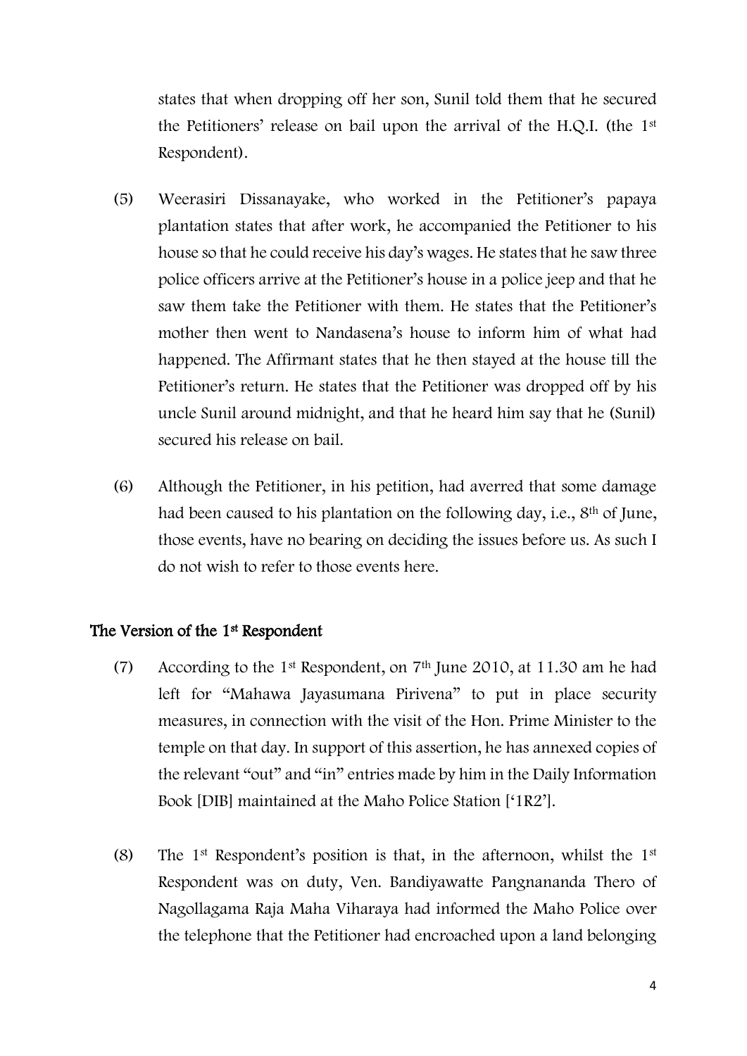states that when dropping off her son, Sunil told them that he secured the Petitioners' release on bail upon the arrival of the H.Q.I. (the 1st Respondent).

(5) Weerasiri Dissanayake, who worked in the Petitioner's papaya plantation states that after work, he accompanied the Petitioner to his house so that he could receive his day's wages. He states that he saw three police officers arrive at the Petitioner's house in a police jeep and that he saw them take the Petitioner with them. He states that the Petitioner's mother then went to Nandasena's house to inform him of what had happened. The Affirmant states that he then stayed at the house till the Petitioner's return. He states that the Petitioner was dropped off by his uncle Sunil around midnight, and that he heard him say that he (Sunil) secured his release on bail.

(6) Although the Petitioner, in his petition, had averred that some damage had been caused to his plantation on the following day, i.e., 8th of June, those events, have no bearing on deciding the issues before us. As such I do not wish to refer to those events here.

## The Version of the 1st Respondent

(7) According to the 1st Respondent, on 7th June 2010, at 11.30 am he had left for "Mahawa Jayasumana Pirivena" to put in place security measures, in connection with the visit of the Hon. Prime Minister to the temple on that day. In support of this assertion, he has annexed copies of the relevant "out" and "in" entries made by him in the Daily Information Book [DIB] maintained at the Maho Police Station ['1R2'].

(8) The 1st Respondent's position is that, in the afternoon, whilst the 1st Respondent was on duty, Ven. Bandiyawatte Pangnananda Thero of Nagollagama Raja Maha Viharaya had informed the Maho Police over the telephone that the Petitioner had encroached upon a land belonging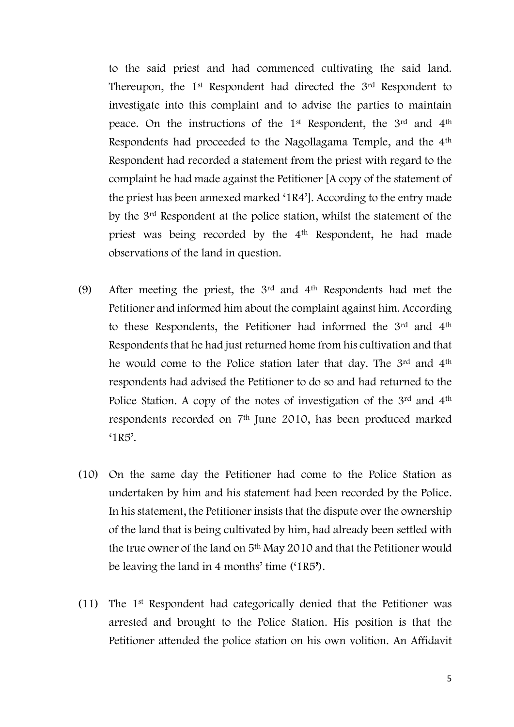to the said priest and had commenced cultivating the said land. Thereupon, the 1st Respondent had directed the 3rd Respondent to investigate into this complaint and to advise the parties to maintain peace. On the instructions of the 1st Respondent, the 3rd and 4th Respondents had proceeded to the Nagollagama Temple, and the 4th Respondent had recorded a statement from the priest with regard to the complaint he had made against the Petitioner [A copy of the statement of the priest has been annexed marked '1R4']. According to the entry made by the 3rd Respondent at the police station, whilst the statement of the priest was being recorded by the 4th Respondent, he had made observations of the land in question.

(9) After meeting the priest, the 3rd and 4th Respondents had met the Petitioner and informed him about the complaint against him. According to these Respondents, the Petitioner had informed the 3rd and 4th Respondents that he had just returned home from his cultivation and that he would come to the Police station later that day. The 3rd and 4th respondents had advised the Petitioner to do so and had returned to the Police Station. A copy of the notes of investigation of the 3rd and 4th respondents recorded on 7th June 2010, has been produced marked '1R5'.

(10) On the same day the Petitioner had come to the Police Station as undertaken by him and his statement had been recorded by the Police. In his statement, the Petitioner insists that the dispute over the ownership of the land that is being cultivated by him, had already been settled with the true owner of the land on 5th May 2010 and that the Petitioner would be leaving the land in 4 months' time ('1R5').

(11) The 1st Respondent had categorically denied that the Petitioner was arrested and brought to the Police Station. His position is that the Petitioner attended the police station on his own volition. An Affidavit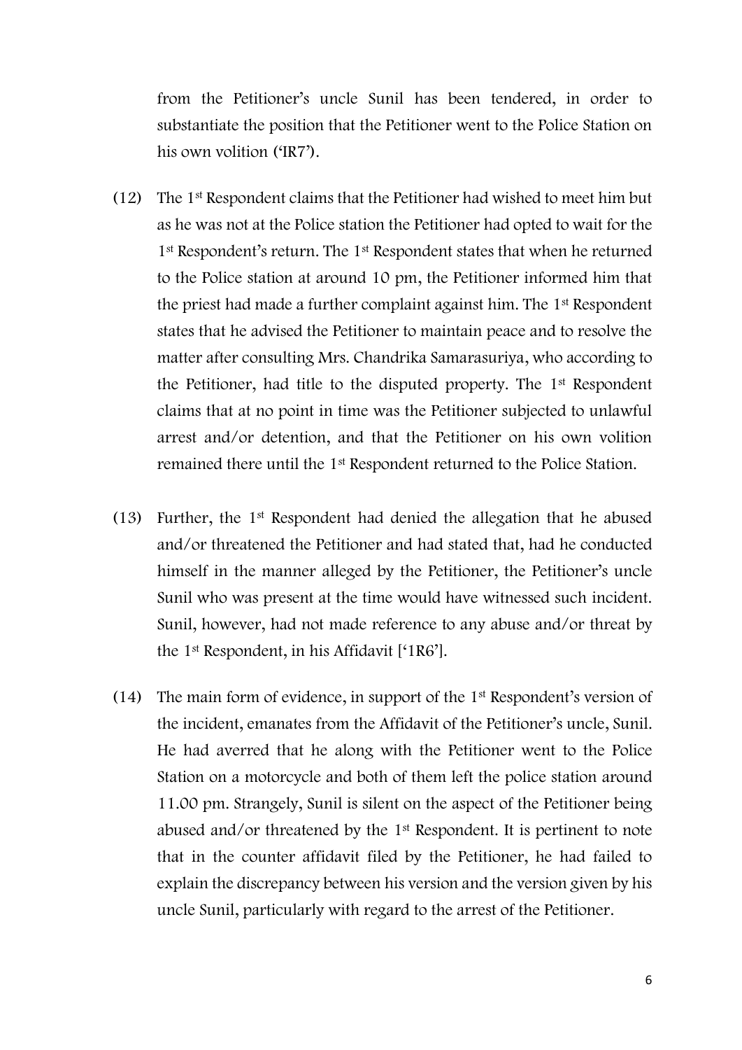from the Petitioner's uncle Sunil has been tendered, in order to substantiate the position that the Petitioner went to the Police Station on his own volition ('IR7').

(12) The 1st Respondent claims that the Petitioner had wished to meet him but as he was not at the Police station the Petitioner had opted to wait for the 1st Respondent's return. The 1st Respondent states that when he returned to the Police station at around 10 pm, the Petitioner informed him that the priest had made a further complaint against him. The 1st Respondent states that he advised the Petitioner to maintain peace and to resolve the matter after consulting Mrs. Chandrika Samarasuriya, who according to the Petitioner, had title to the disputed property. The 1st Respondent claims that at no point in time was the Petitioner subjected to unlawful arrest and/or detention, and that the Petitioner on his own volition remained there until the 1st Respondent returned to the Police Station.

(13) Further, the 1st Respondent had denied the allegation that he abused and/or threatened the Petitioner and had stated that, had he conducted himself in the manner alleged by the Petitioner, the Petitioner's uncle Sunil who was present at the time would have witnessed such incident. Sunil, however, had not made reference to any abuse and/or threat by the 1st Respondent, in his Affidavit ['1R6'].

(14) The main form of evidence, in support of the 1st Respondent's version of the incident, emanates from the Affidavit of the Petitioner's uncle, Sunil. He had averred that he along with the Petitioner went to the Police Station on a motorcycle and both of them left the police station around 11.00 pm. Strangely, Sunil is silent on the aspect of the Petitioner being abused and/or threatened by the 1st Respondent. It is pertinent to note that in the counter affidavit filed by the Petitioner, he had failed to explain the discrepancy between his version and the version given by his uncle Sunil, particularly with regard to the arrest of the Petitioner.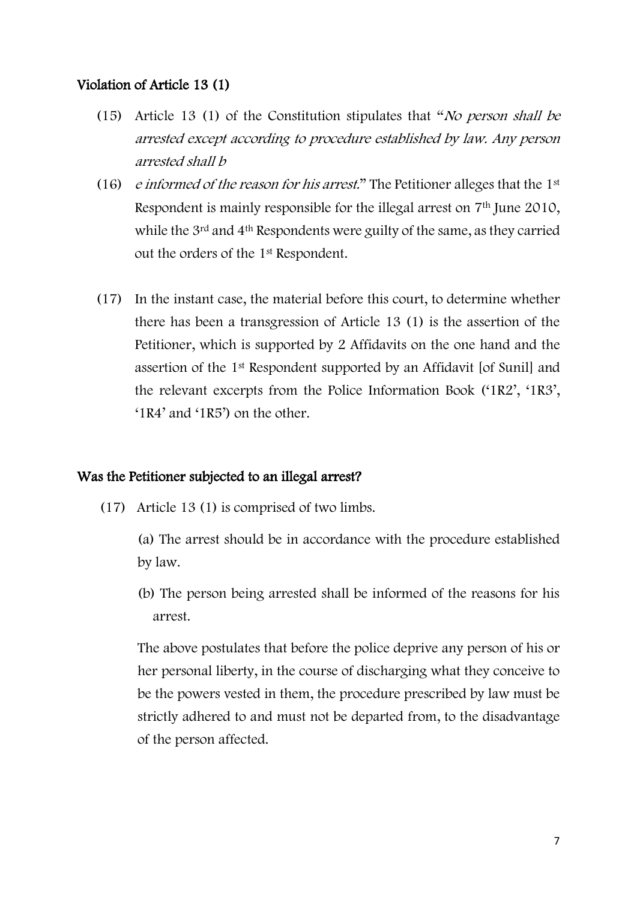### Violation of Article 13 (1)

(15) Article 13 (1) of the Constitution stipulates that "*No person shall be arrested except according to procedure established by law. Any person arrested shall b*

(16) *e informed of the reason for his arrest.*" The Petitioner alleges that the 1st Respondent is mainly responsible for the illegal arrest on 7th June 2010, while the 3rd and 4th Respondents were guilty of the same, as they carried out the orders of the 1st Respondent.

(17) In the instant case, the material before this court, to determine whether there has been a transgression of Article 13 (1) is the assertion of the Petitioner, which is supported by 2 Affidavits on the one hand and the assertion of the 1st Respondent supported by an Affidavit [of Sunil] and the relevant excerpts from the Police Information Book ('1R2', '1R3', '1R4' and '1R5') on the other.

### Was the Petitioner subjected to an illegal arrest?

(17) Article 13 (1) is comprised of two limbs.

(a) The arrest should be in accordance with the procedure established by law.

(b) The person being arrested shall be informed of the reasons for his arrest.

The above postulates that before the police deprive any person of his or her personal liberty, in the course of discharging what they conceive to be the powers vested in them, the procedure prescribed by law must be strictly adhered to and must not be departed from, to the disadvantage of the person affected.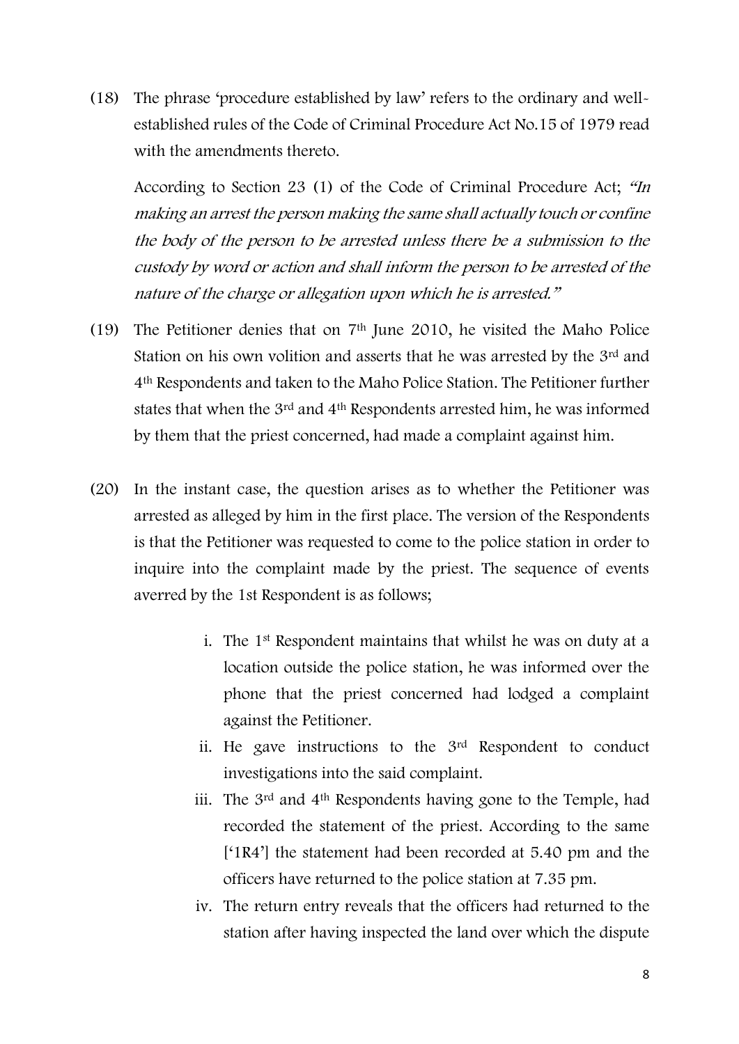(18) The phrase 'procedure established by law' refers to the ordinary and well-established rules of the Code of Criminal Procedure Act No.15 of 1979 read with the amendments thereto.

According to Section 23 (1) of the Code of Criminal Procedure Act; *"In making an arrest the person making the same shall actually touch or confine the body of the person to be arrested unless there be a submission to the custody by word or action and shall inform the person to be arrested of the nature of the charge or allegation upon which he is arrested."*

(19) The Petitioner denies that on 7th June 2010, he visited the Maho Police Station on his own volition and asserts that he was arrested by the 3rd and 4th Respondents and taken to the Maho Police Station. The Petitioner further states that when the 3rd and 4th Respondents arrested him, he was informed by them that the priest concerned, had made a complaint against him.

(20) In the instant case, the question arises as to whether the Petitioner was arrested as alleged by him in the first place. The version of the Respondents is that the Petitioner was requested to come to the police station in order to inquire into the complaint made by the priest. The sequence of events averred by the 1st Respondent is as follows;

i. The 1st Respondent maintains that whilst he was on duty at a location outside the police station, he was informed over the phone that the priest concerned had lodged a complaint against the Petitioner.

ii. He gave instructions to the 3rd Respondent to conduct investigations into the said complaint.

iii. The 3rd and 4th Respondents having gone to the Temple, had recorded the statement of the priest. According to the same ['1R4'] the statement had been recorded at 5.40 pm and the officers have returned to the police station at 7.35 pm.

iv. The return entry reveals that the officers had returned to the station after having inspected the land over which the dispute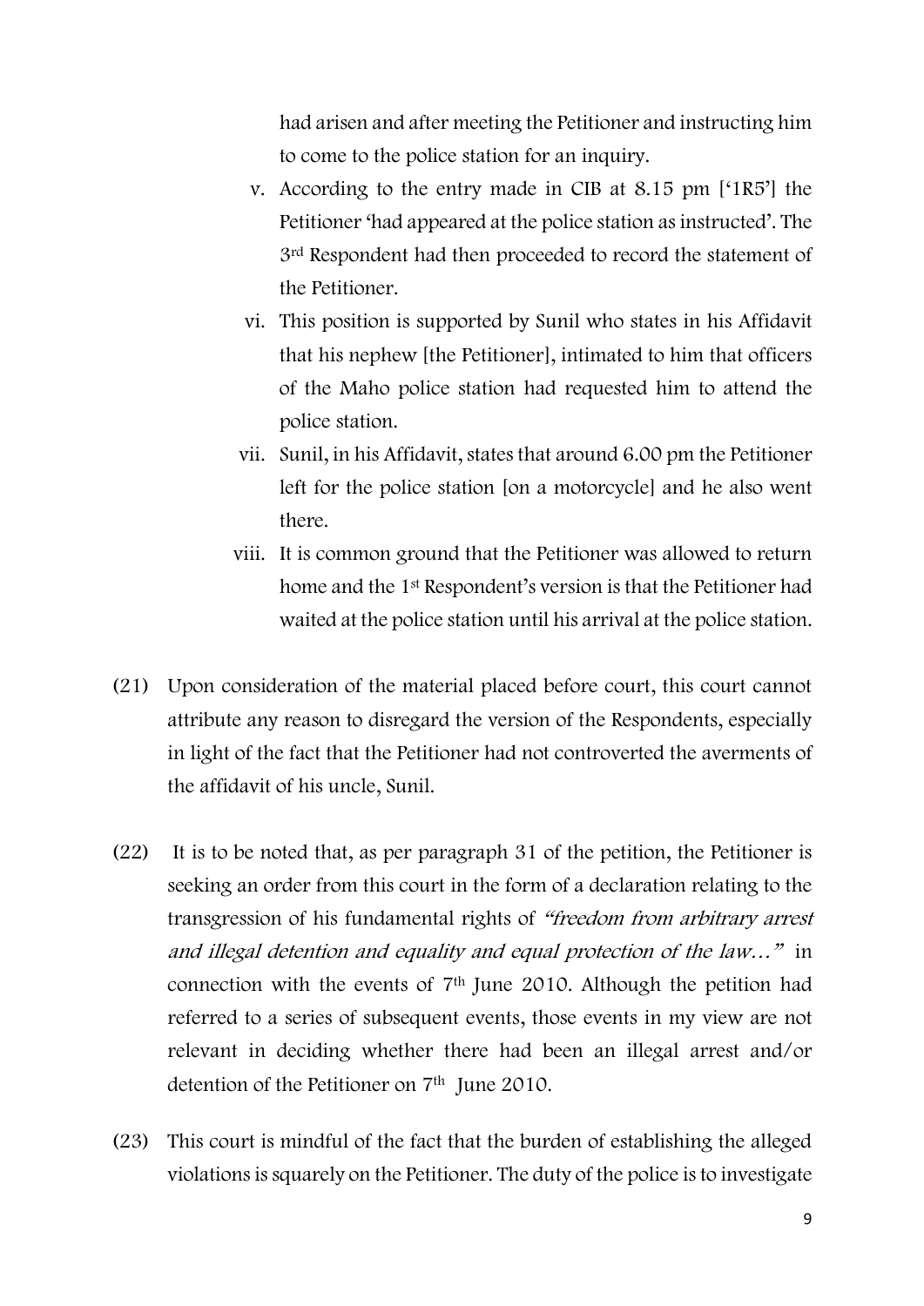had arisen and after meeting the Petitioner and instructing him to come to the police station for an inquiry.

v. According to the entry made in CIB at 8.15 pm ['1R5'] the Petitioner 'had appeared at the police station as instructed'. The 3rd Respondent had then proceeded to record the statement of the Petitioner.

vi. This position is supported by Sunil who states in his Affidavit that his nephew [the Petitioner], intimated to him that officers of the Maho police station had requested him to attend the police station.

vii. Sunil, in his Affidavit, states that around 6.00 pm the Petitioner left for the police station [on a motorcycle] and he also went there.

viii. It is common ground that the Petitioner was allowed to return home and the 1st Respondent's version is that the Petitioner had waited at the police station until his arrival at the police station.

(21) Upon consideration of the material placed before court, this court cannot attribute any reason to disregard the version of the Respondents, especially in light of the fact that the Petitioner had not controverted the averments of the affidavit of his uncle, Sunil.

(22) It is to be noted that, as per paragraph 31 of the petition, the Petitioner is seeking an order from this court in the form of a declaration relating to the transgression of his fundamental rights of *"freedom from arbitrary arrest and illegal detention and equality and equal protection of the law…"* in connection with the events of 7th June 2010. Although the petition had referred to a series of subsequent events, those events in my view are not relevant in deciding whether there had been an illegal arrest and/or detention of the Petitioner on 7th June 2010.

(23) This court is mindful of the fact that the burden of establishing the alleged violations is squarely on the Petitioner. The duty of the police is to investigate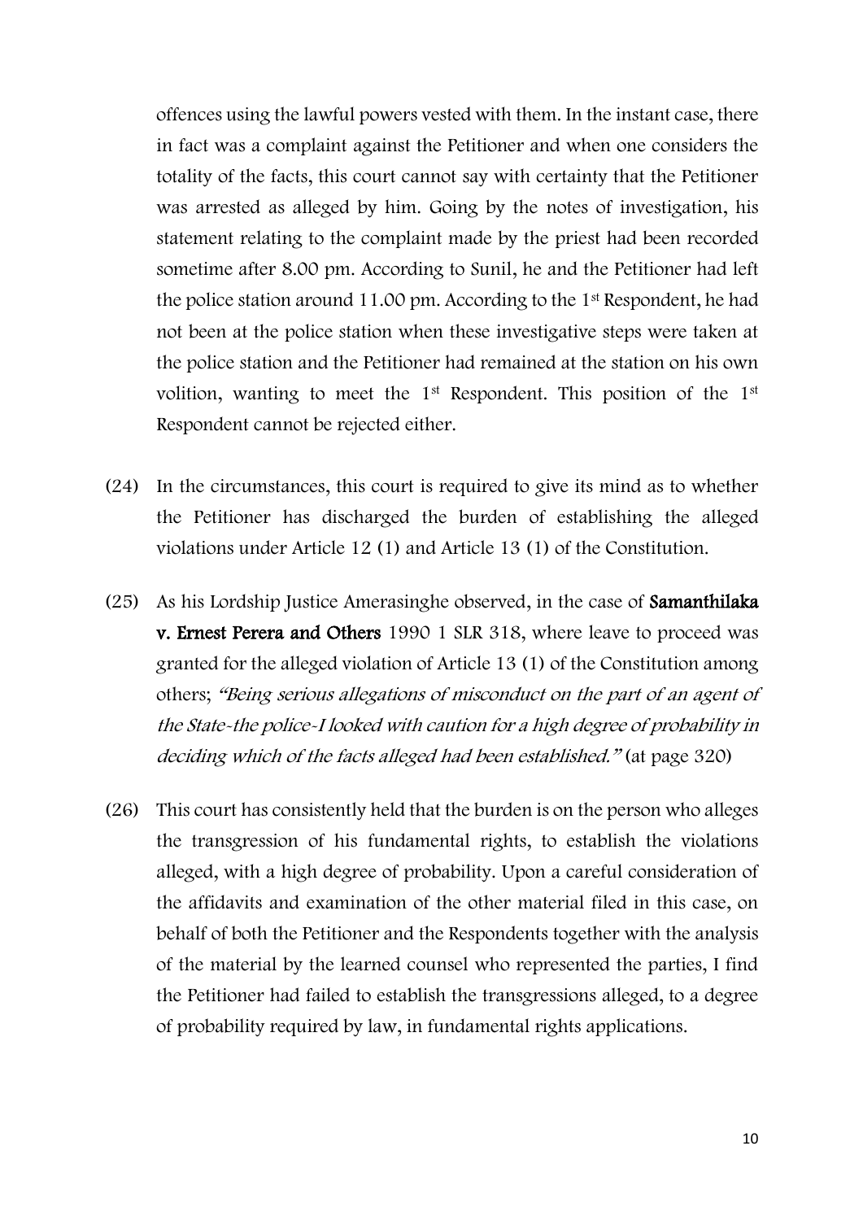offences using the lawful powers vested with them. In the instant case, there in fact was a complaint against the Petitioner and when one considers the totality of the facts, this court cannot say with certainty that the Petitioner was arrested as alleged by him. Going by the notes of investigation, his statement relating to the complaint made by the priest had been recorded sometime after 8.00 pm. According to Sunil, he and the Petitioner had left the police station around 11.00 pm. According to the 1st Respondent, he had not been at the police station when these investigative steps were taken at the police station and the Petitioner had remained at the station on his own volition, wanting to meet the 1st Respondent. This position of the 1st Respondent cannot be rejected either.

(24) In the circumstances, this court is required to give its mind as to whether the Petitioner has discharged the burden of establishing the alleged violations under Article 12 (1) and Article 13 (1) of the Constitution.

(25) As his Lordship Justice Amerasinghe observed, in the case of **Samanthilaka v. Ernest Perera and Others** 1990 1 SLR 318, where leave to proceed was granted for the alleged violation of Article 13 (1) of the Constitution among others; *"Being serious allegations of misconduct on the part of an agent of the State-the police-I looked with caution for a high degree of probability in deciding which of the facts alleged had been established."* (at page 320)

(26) This court has consistently held that the burden is on the person who alleges the transgression of his fundamental rights, to establish the violations alleged, with a high degree of probability. Upon a careful consideration of the affidavits and examination of the other material filed in this case, on behalf of both the Petitioner and the Respondents together with the analysis of the material by the learned counsel who represented the parties, I find the Petitioner had failed to establish the transgressions alleged, to a degree of probability required by law, in fundamental rights applications.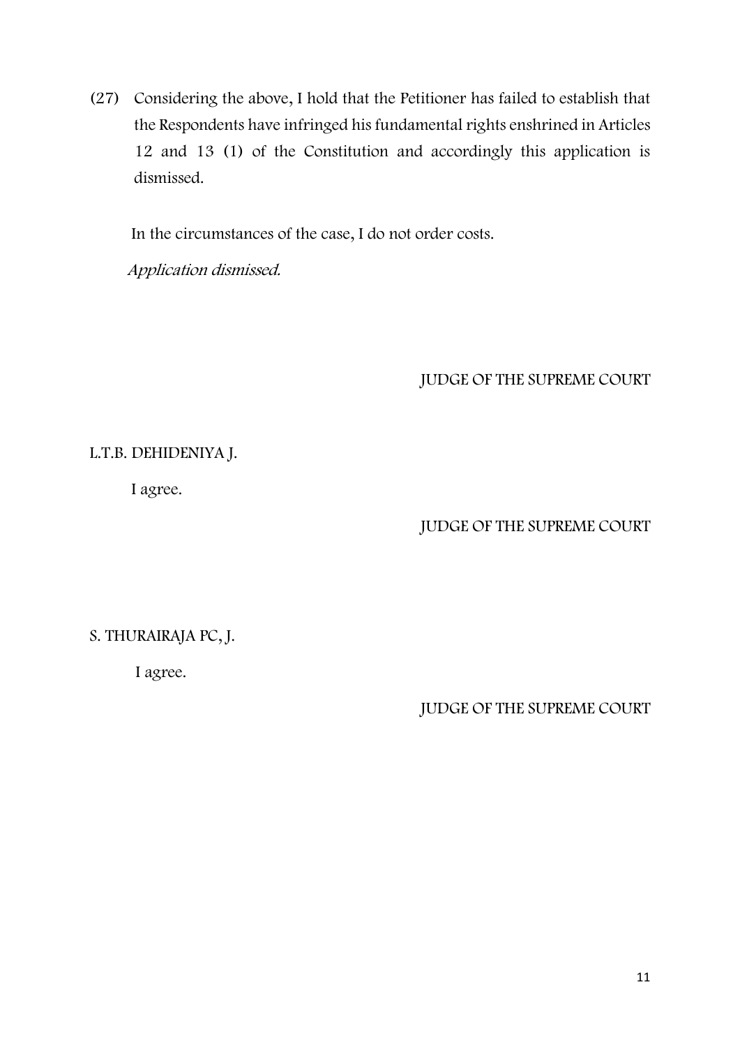(27) Considering the above, I hold that the Petitioner has failed to establish that the Respondents have infringed his fundamental rights enshrined in Articles 12 and 13 (1) of the Constitution and accordingly this application is dismissed.

In the circumstances of the case, I do not order costs.

*Application dismissed.*

JUDGE OF THE SUPREME COURT

L.T.B. DEHIDENIYA J.

I agree.

JUDGE OF THE SUPREME COURT

S. THURAIRAJA PC, J.

I agree.

JUDGE OF THE SUPREME COURT